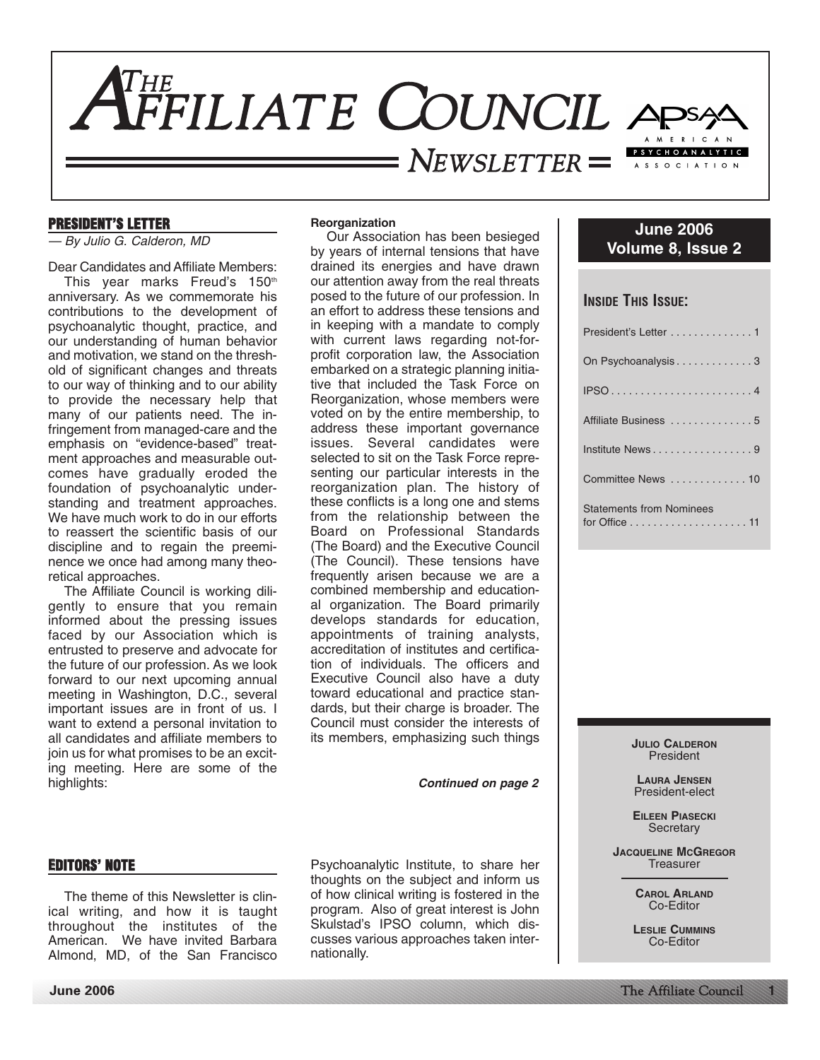# The Affiliate Council Newsletter

**June 2006**
**Volume 8, Issue 2**

**Inside This Issue:**

- President's Letter . . . . . . . . . . . . . . 1
- On Psychoanalysis . . . . . . . . . . . . . 3
- IPSO . . . . . . . . . . . . . . . . . . . . . . . . 4
- Affiliate Business . . . . . . . . . . . . . . 5
- Institute News . . . . . . . . . . . . . . . . . 9
- Committee News . . . . . . . . . . . . . 10
- Statements from Nominees for Office . . . . . . . . . . . . . . . . . . . . 11

## PRESIDENT'S LETTER

*— By Julio G. Calderon, MD*

Dear Candidates and Affiliate Members:

This year marks Freud's 150th anniversary. As we commemorate his contributions to the development of psychoanalytic thought, practice, and our understanding of human behavior and motivation, we stand on the threshold of significant changes and threats to our way of thinking and to our ability to provide the necessary help that many of our patients need. The infringement from managed-care and the emphasis on "evidence-based" treatment approaches and measurable outcomes have gradually eroded the foundation of psychoanalytic understanding and treatment approaches. We have much work to do in our efforts to reassert the scientific basis of our discipline and to regain the preeminence we once had among many theoretical approaches.

The Affiliate Council is working diligently to ensure that you remain informed about the pressing issues faced by our Association which is entrusted to preserve and advocate for the future of our profession. As we look forward to our next upcoming annual meeting in Washington, D.C., several important issues are in front of us. I want to extend a personal invitation to all candidates and affiliate members to join us for what promises to be an exciting meeting. Here are some of the highlights:

**Reorganization**

Our Association has been besieged by years of internal tensions that have drained its energies and have drawn our attention away from the real threats posed to the future of our profession. In an effort to address these tensions and in keeping with a mandate to comply with current laws regarding not-for-profit corporation law, the Association embarked on a strategic planning initiative that included the Task Force on Reorganization, whose members were voted on by the entire membership, to address these important governance issues. Several candidates were selected to sit on the Task Force representing our particular interests in the reorganization plan. The history of these conflicts is a long one and stems from the relationship between the Board on Professional Standards (The Board) and the Executive Council (The Council). These tensions have frequently arisen because we are a combined membership and educational organization. The Board primarily develops standards for education, appointments of training analysts, accreditation of institutes and certification of individuals. The officers and Executive Council also have a duty toward educational and practice standards, but their charge is broader. The Council must consider the interests of its members, emphasizing such things

***Continued on page 2***

## EDITORS' NOTE

The theme of this Newsletter is clinical writing, and how it is taught throughout the institutes of the American. We have invited Barbara Almond, MD, of the San Francisco Psychoanalytic Institute, to share her thoughts on the subject and inform us of how clinical writing is fostered in the program. Also of great interest is John Skulstad's IPSO column, which discusses various approaches taken internationally.

**Julio Calderon**
President

**Laura Jensen**
President-elect

**Eileen Piasecki**
Secretary

**Jacqueline McGregor**
Treasurer

**Carol Arland**
Co-Editor

**Leslie Cummins**
Co-Editor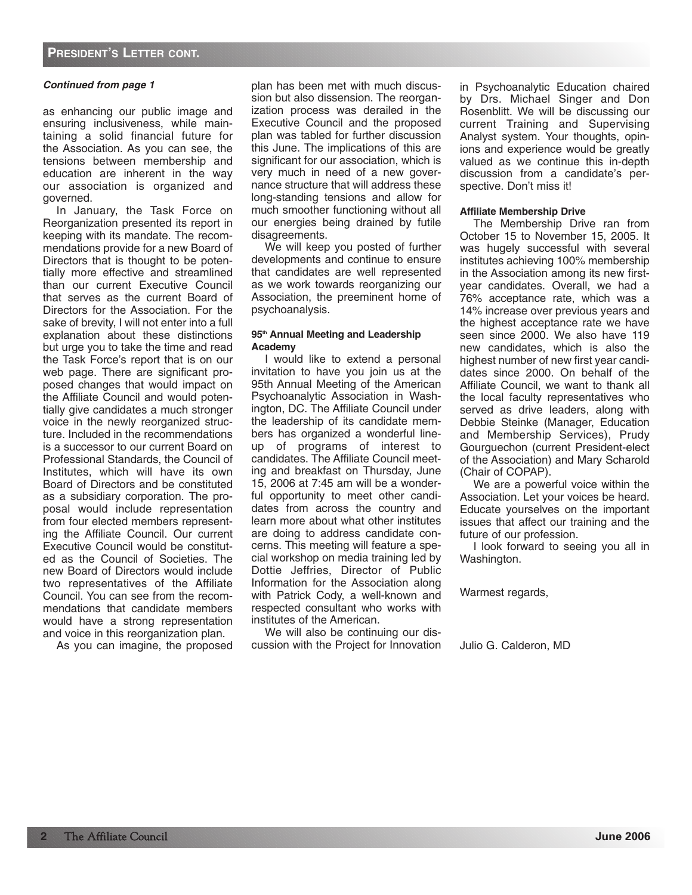## President's Letter cont.

***Continued from page 1***

as enhancing our public image and ensuring inclusiveness, while maintaining a solid financial future for the Association. As you can see, the tensions between membership and education are inherent in the way our association is organized and governed.

In January, the Task Force on Reorganization presented its report in keeping with its mandate. The recommendations provide for a new Board of Directors that is thought to be potentially more effective and streamlined than our current Executive Council that serves as the current Board of Directors for the Association. For the sake of brevity, I will not enter into a full explanation about these distinctions but urge you to take the time and read the Task Force's report that is on our web page. There are significant proposed changes that would impact on the Affiliate Council and would potentially give candidates a much stronger voice in the newly reorganized structure. Included in the recommendations is a successor to our current Board on Professional Standards, the Council of Institutes, which will have its own Board of Directors and be constituted as a subsidiary corporation. The proposal would include representation from four elected members representing the Affiliate Council. Our current Executive Council would be constituted as the Council of Societies. The new Board of Directors would include two representatives of the Affiliate Council. You can see from the recommendations that candidate members would have a strong representation and voice in this reorganization plan.

As you can imagine, the proposed plan has been met with much discussion but also dissension. The reorganization process was derailed in the Executive Council and the proposed plan was tabled for further discussion this June. The implications of this are significant for our association, which is very much in need of a new governance structure that will address these long-standing tensions and allow for much smoother functioning without all our energies being drained by futile disagreements.

We will keep you posted of further developments and continue to ensure that candidates are well represented as we work towards reorganizing our Association, the preeminent home of psychoanalysis.

**95th Annual Meeting and Leadership Academy**

I would like to extend a personal invitation to have you join us at the 95th Annual Meeting of the American Psychoanalytic Association in Washington, DC. The Affiliate Council under the leadership of its candidate members has organized a wonderful lineup of programs of interest to candidates. The Affiliate Council meeting and breakfast on Thursday, June 15, 2006 at 7:45 am will be a wonderful opportunity to meet other candidates from across the country and learn more about what other institutes are doing to address candidate concerns. This meeting will feature a special workshop on media training led by Dottie Jeffries, Director of Public Information for the Association along with Patrick Cody, a well-known and respected consultant who works with institutes of the American.

We will also be continuing our discussion with the Project for Innovation in Psychoanalytic Education chaired by Drs. Michael Singer and Don Rosenblitt. We will be discussing our current Training and Supervising Analyst system. Your thoughts, opinions and experience would be greatly valued as we continue this in-depth discussion from a candidate's perspective. Don't miss it!

**Affiliate Membership Drive**

The Membership Drive ran from October 15 to November 15, 2005. It was hugely successful with several institutes achieving 100% membership in the Association among its new first-year candidates. Overall, we had a 76% acceptance rate, which was a 14% increase over previous years and the highest acceptance rate we have seen since 2000. We also have 119 new candidates, which is also the highest number of new first year candidates since 2000. On behalf of the Affiliate Council, we want to thank all the local faculty representatives who served as drive leaders, along with Debbie Steinke (Manager, Education and Membership Services), Prudy Gourguechon (current President-elect of the Association) and Mary Scharold (Chair of COPAP).

We are a powerful voice within the Association. Let your voices be heard. Educate yourselves on the important issues that affect our training and the future of our profession.

I look forward to seeing you all in Washington.

Warmest regards,

Julio G. Calderon, MD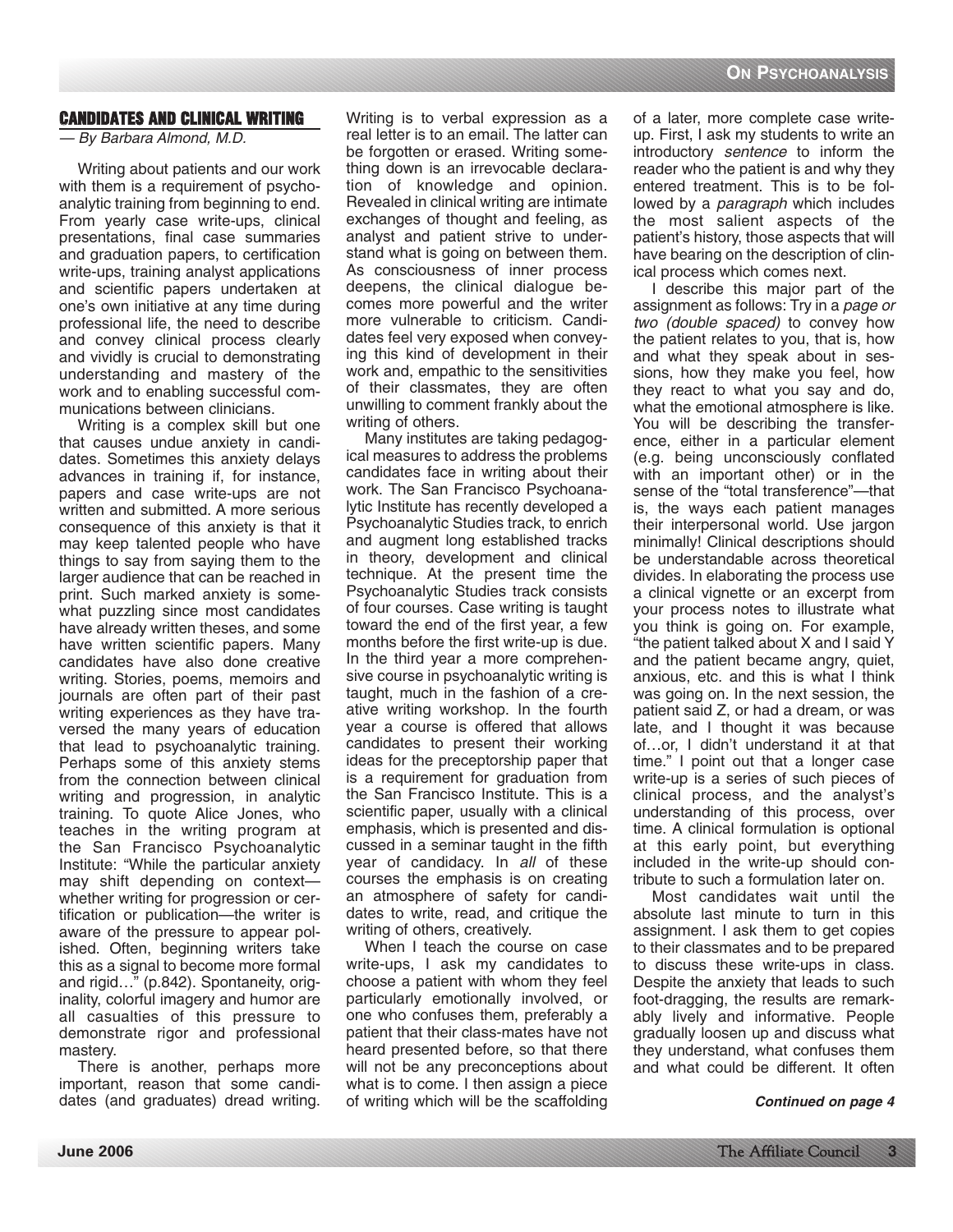## CANDIDATES AND CLINICAL WRITING

*— By Barbara Almond, M.D.*

Writing about patients and our work with them is a requirement of psychoanalytic training from beginning to end. From yearly case write-ups, clinical presentations, final case summaries and graduation papers, to certification write-ups, training analyst applications and scientific papers undertaken at one's own initiative at any time during professional life, the need to describe and convey clinical process clearly and vividly is crucial to demonstrating understanding and mastery of the work and to enabling successful communications between clinicians.

Writing is a complex skill but one that causes undue anxiety in candidates. Sometimes this anxiety delays advances in training if, for instance, papers and case write-ups are not written and submitted. A more serious consequence of this anxiety is that it may keep talented people who have things to say from saying them to the larger audience that can be reached in print. Such marked anxiety is somewhat puzzling since most candidates have already written theses, and some have written scientific papers. Many candidates have also done creative writing. Stories, poems, memoirs and journals are often part of their past writing experiences as they have traversed the many years of education that lead to psychoanalytic training. Perhaps some of this anxiety stems from the connection between clinical writing and progression, in analytic training. To quote Alice Jones, who teaches in the writing program at the San Francisco Psychoanalytic Institute: "While the particular anxiety may shift depending on context—whether writing for progression or certification or publication—the writer is aware of the pressure to appear polished. Often, beginning writers take this as a signal to become more formal and rigid…" (p.842). Spontaneity, originality, colorful imagery and humor are all casualties of this pressure to demonstrate rigor and professional mastery.

There is another, perhaps more important, reason that some candidates (and graduates) dread writing. Writing is to verbal expression as a real letter is to an email. The latter can be forgotten or erased. Writing something down is an irrevocable declaration of knowledge and opinion. Revealed in clinical writing are intimate exchanges of thought and feeling, as analyst and patient strive to understand what is going on between them. As consciousness of inner process deepens, the clinical dialogue becomes more powerful and the writer more vulnerable to criticism. Candidates feel very exposed when conveying this kind of development in their work and, empathic to the sensitivities of their classmates, they are often unwilling to comment frankly about the writing of others.

Many institutes are taking pedagogical measures to address the problems candidates face in writing about their work. The San Francisco Psychoanalytic Institute has recently developed a Psychoanalytic Studies track, to enrich and augment long established tracks in theory, development and clinical technique. At the present time the Psychoanalytic Studies track consists of four courses. Case writing is taught toward the end of the first year, a few months before the first write-up is due. In the third year a more comprehensive course in psychoanalytic writing is taught, much in the fashion of a creative writing workshop. In the fourth year a course is offered that allows candidates to present their working ideas for the preceptorship paper that is a requirement for graduation from the San Francisco Institute. This is a scientific paper, usually with a clinical emphasis, which is presented and discussed in a seminar taught in the fifth year of candidacy. In *all* of these courses the emphasis is on creating an atmosphere of safety for candidates to write, read, and critique the writing of others, creatively.

When I teach the course on case write-ups, I ask my candidates to choose a patient with whom they feel particularly emotionally involved, or one who confuses them, preferably a patient that their class-mates have not heard presented before, so that there will not be any preconceptions about what is to come. I then assign a piece of writing which will be the scaffolding of a later, more complete case write-up. First, I ask my students to write an introductory *sentence* to inform the reader who the patient is and why they entered treatment. This is to be followed by a *paragraph* which includes the most salient aspects of the patient's history, those aspects that will have bearing on the description of clinical process which comes next.

I describe this major part of the assignment as follows: Try in a *page or two (double spaced)* to convey how the patient relates to you, that is, how and what they speak about in sessions, how they make you feel, how they react to what you say and do, what the emotional atmosphere is like. You will be describing the transference, either in a particular element (e.g. being unconsciously conflated with an important other) or in the sense of the "total transference"—that is, the ways each patient manages their interpersonal world. Use jargon minimally! Clinical descriptions should be understandable across theoretical divides. In elaborating the process use a clinical vignette or an excerpt from your process notes to illustrate what you think is going on. For example, "the patient talked about X and I said Y and the patient became angry, quiet, anxious, etc. and this is what I think was going on. In the next session, the patient said Z, or had a dream, or was late, and I thought it was because of…or, I didn't understand it at that time." I point out that a longer case write-up is a series of such pieces of clinical process, and the analyst's understanding of this process, over time. A clinical formulation is optional at this early point, but everything included in the write-up should contribute to such a formulation later on.

Most candidates wait until the absolute last minute to turn in this assignment. I ask them to get copies to their classmates and to be prepared to discuss these write-ups in class. Despite the anxiety that leads to such foot-dragging, the results are remarkably lively and informative. People gradually loosen up and discuss what they understand, what confuses them and what could be different. It often

***Continued on page 4***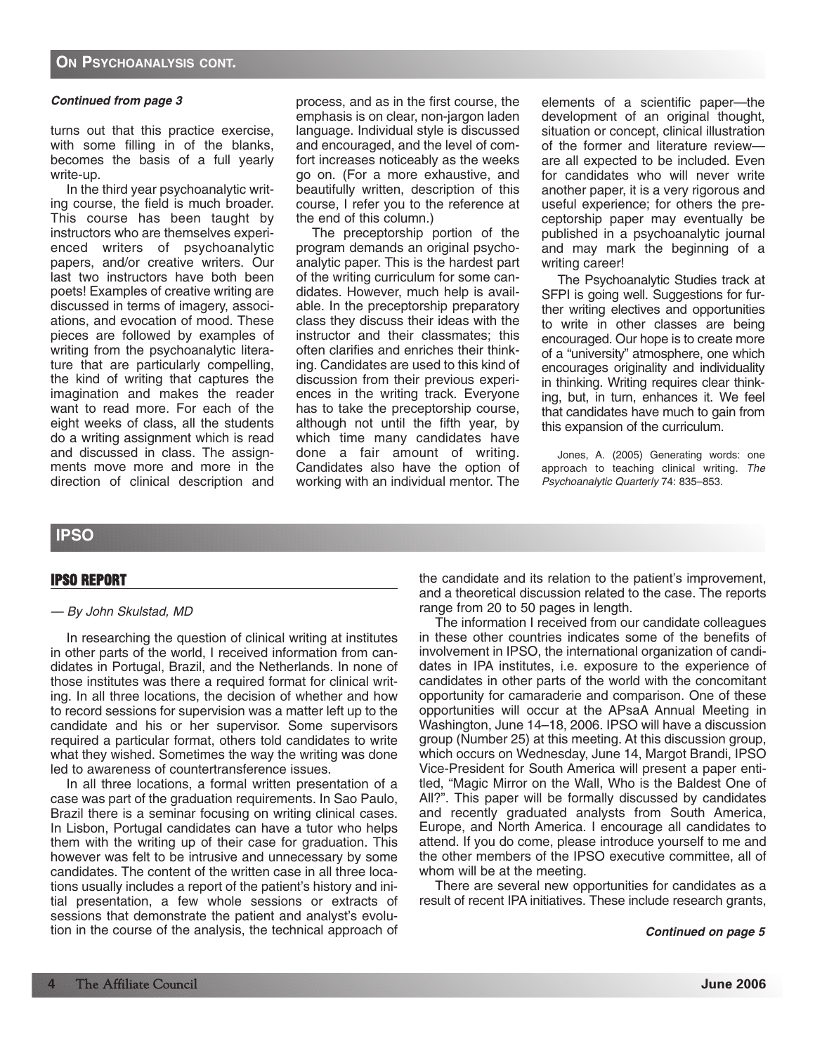## On Psychoanalysis cont.

***Continued from page 3***

turns out that this practice exercise, with some filling in of the blanks, becomes the basis of a full yearly write-up.

In the third year psychoanalytic writing course, the field is much broader. This course has been taught by instructors who are themselves experienced writers of psychoanalytic papers, and/or creative writers. Our last two instructors have both been poets! Examples of creative writing are discussed in terms of imagery, associations, and evocation of mood. These pieces are followed by examples of writing from the psychoanalytic literature that are particularly compelling, the kind of writing that captures the imagination and makes the reader want to read more. For each of the eight weeks of class, all the students do a writing assignment which is read and discussed in class. The assignments move more and more in the direction of clinical description and process, and as in the first course, the emphasis is on clear, non-jargon laden language. Individual style is discussed and encouraged, and the level of comfort increases noticeably as the weeks go on. (For a more exhaustive, and beautifully written, description of this course, I refer you to the reference at the end of this column.)

The preceptorship portion of the program demands an original psychoanalytic paper. This is the hardest part of the writing curriculum for some candidates. However, much help is available. In the preceptorship preparatory class they discuss their ideas with the instructor and their classmates; this often clarifies and enriches their thinking. Candidates are used to this kind of discussion from their previous experiences in the writing track. Everyone has to take the preceptorship course, although not until the fifth year, by which time many candidates have done a fair amount of writing. Candidates also have the option of working with an individual mentor. The elements of a scientific paper—the development of an original thought, situation or concept, clinical illustration of the former and literature review—are all expected to be included. Even for candidates who will never write another paper, it is a very rigorous and useful experience; for others the preceptorship paper may eventually be published in a psychoanalytic journal and may mark the beginning of a writing career!

The Psychoanalytic Studies track at SFPI is going well. Suggestions for further writing electives and opportunities to write in other classes are being encouraged. Our hope is to create more of a "university" atmosphere, one which encourages originality and individuality in thinking. Writing requires clear thinking, but, in turn, enhances it. We feel that candidates have much to gain from this expansion of the curriculum.

Jones, A. (2005) Generating words: one approach to teaching clinical writing. *The Psychoanalytic Quarterly* 74: 835–853.

## IPSO

### IPSO REPORT

*— By John Skulstad, MD*

In researching the question of clinical writing at institutes in other parts of the world, I received information from candidates in Portugal, Brazil, and the Netherlands. In none of those institutes was there a required format for clinical writing. In all three locations, the decision of whether and how to record sessions for supervision was a matter left up to the candidate and his or her supervisor. Some supervisors required a particular format, others told candidates to write what they wished. Sometimes the way the writing was done led to awareness of countertransference issues.

In all three locations, a formal written presentation of a case was part of the graduation requirements. In Sao Paulo, Brazil there is a seminar focusing on writing clinical cases. In Lisbon, Portugal candidates can have a tutor who helps them with the writing up of their case for graduation. This however was felt to be intrusive and unnecessary by some candidates. The content of the written case in all three locations usually includes a report of the patient's history and initial presentation, a few whole sessions or extracts of sessions that demonstrate the patient and analyst's evolution in the course of the analysis, the technical approach of the candidate and its relation to the patient's improvement, and a theoretical discussion related to the case. The reports range from 20 to 50 pages in length.

The information I received from our candidate colleagues in these other countries indicates some of the benefits of involvement in IPSO, the international organization of candidates in IPA institutes, i.e. exposure to the experience of candidates in other parts of the world with the concomitant opportunity for camaraderie and comparison. One of these opportunities will occur at the APsaA Annual Meeting in Washington, June 14–18, 2006. IPSO will have a discussion group (Number 25) at this meeting. At this discussion group, which occurs on Wednesday, June 14, Margot Brandi, IPSO Vice-President for South America will present a paper entitled, "Magic Mirror on the Wall, Who is the Baldest One of All?". This paper will be formally discussed by candidates and recently graduated analysts from South America, Europe, and North America. I encourage all candidates to attend. If you do come, please introduce yourself to me and the other members of the IPSO executive committee, all of whom will be at the meeting.

There are several new opportunities for candidates as a result of recent IPA initiatives. These include research grants,

***Continued on page 5***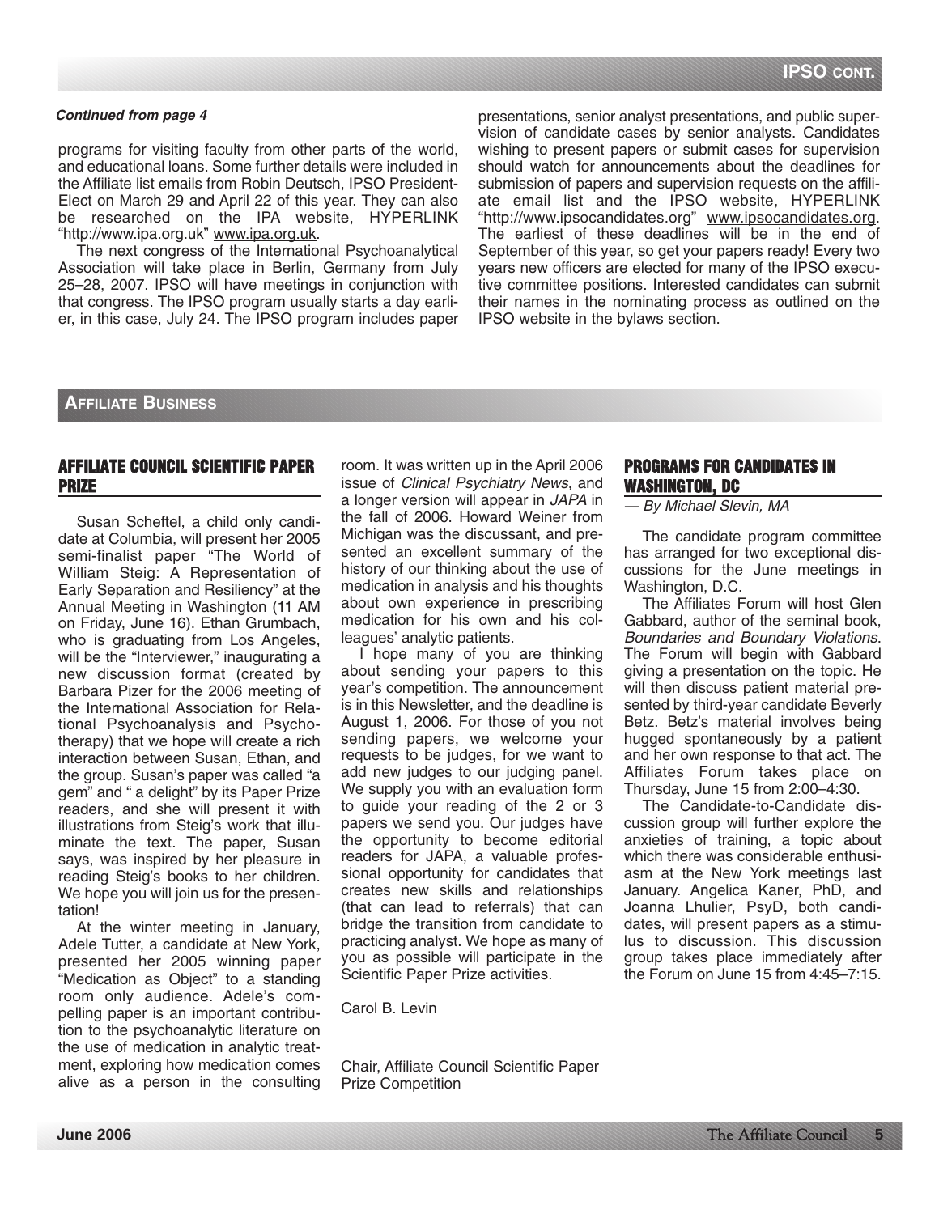*Continued from page 4*

programs for visiting faculty from other parts of the world, and educational loans. Some further details were included in the Affiliate list emails from Robin Deutsch, IPSO President-Elect on March 29 and April 22 of this year. They can also be researched on the IPA website, HYPERLINK "http://www.ipa.org.uk" www.ipa.org.uk.

The next congress of the International Psychoanalytical Association will take place in Berlin, Germany from July 25–28, 2007. IPSO will have meetings in conjunction with that congress. The IPSO program usually starts a day earlier, in this case, July 24. The IPSO program includes paper presentations, senior analyst presentations, and public supervision of candidate cases by senior analysts. Candidates wishing to present papers or submit cases for supervision should watch for announcements about the deadlines for submission of papers and supervision requests on the affiliate email list and the IPSO website, HYPERLINK "http://www.ipsocandidates.org" www.ipsocandidates.org. The earliest of these deadlines will be in the end of September of this year, so get your papers ready! Every two years new officers are elected for many of the IPSO executive committee positions. Interested candidates can submit their names in the nominating process as outlined on the IPSO website in the bylaws section.

## Affiliate Business

### AFFILIATE COUNCIL SCIENTIFIC PAPER PRIZE

Susan Scheftel, a child only candidate at Columbia, will present her 2005 semi-finalist paper "The World of William Steig: A Representation of Early Separation and Resiliency" at the Annual Meeting in Washington (11 AM on Friday, June 16). Ethan Grumbach, who is graduating from Los Angeles, will be the "Interviewer," inaugurating a new discussion format (created by Barbara Pizer for the 2006 meeting of the International Association for Relational Psychoanalysis and Psychotherapy) that we hope will create a rich interaction between Susan, Ethan, and the group. Susan's paper was called "a gem" and " a delight" by its Paper Prize readers, and she will present it with illustrations from Steig's work that illuminate the text. The paper, Susan says, was inspired by her pleasure in reading Steig's books to her children. We hope you will join us for the presentation!

At the winter meeting in January, Adele Tutter, a candidate at New York, presented her 2005 winning paper "Medication as Object" to a standing room only audience. Adele's compelling paper is an important contribution to the psychoanalytic literature on the use of medication in analytic treatment, exploring how medication comes alive as a person in the consulting room. It was written up in the April 2006 issue of *Clinical Psychiatry News*, and a longer version will appear in *JAPA* in the fall of 2006. Howard Weiner from Michigan was the discussant, and presented an excellent summary of the history of our thinking about the use of medication in analysis and his thoughts about own experience in prescribing medication for his own and his colleagues' analytic patients.

I hope many of you are thinking about sending your papers to this year's competition. The announcement is in this Newsletter, and the deadline is August 1, 2006. For those of you not sending papers, we welcome your requests to be judges, for we want to add new judges to our judging panel. We supply you with an evaluation form to guide your reading of the 2 or 3 papers we send you. Our judges have the opportunity to become editorial readers for JAPA, a valuable professional opportunity for candidates that creates new skills and relationships (that can lead to referrals) that can bridge the transition from candidate to practicing analyst. We hope as many of you as possible will participate in the Scientific Paper Prize activities.

Carol B. Levin

Chair, Affiliate Council Scientific Paper Prize Competition

### PROGRAMS FOR CANDIDATES IN WASHINGTON, DC

*— By Michael Slevin, MA*

The candidate program committee has arranged for two exceptional discussions for the June meetings in Washington, D.C.

The Affiliates Forum will host Glen Gabbard, author of the seminal book, *Boundaries and Boundary Violations*. The Forum will begin with Gabbard giving a presentation on the topic. He will then discuss patient material presented by third-year candidate Beverly Betz. Betz's material involves being hugged spontaneously by a patient and her own response to that act. The Affiliates Forum takes place on Thursday, June 15 from 2:00–4:30.

The Candidate-to-Candidate discussion group will further explore the anxieties of training, a topic about which there was considerable enthusiasm at the New York meetings last January. Angelica Kaner, PhD, and Joanna Lhulier, PsyD, both candidates, will present papers as a stimulus to discussion. This discussion group takes place immediately after the Forum on June 15 from 4:45–7:15.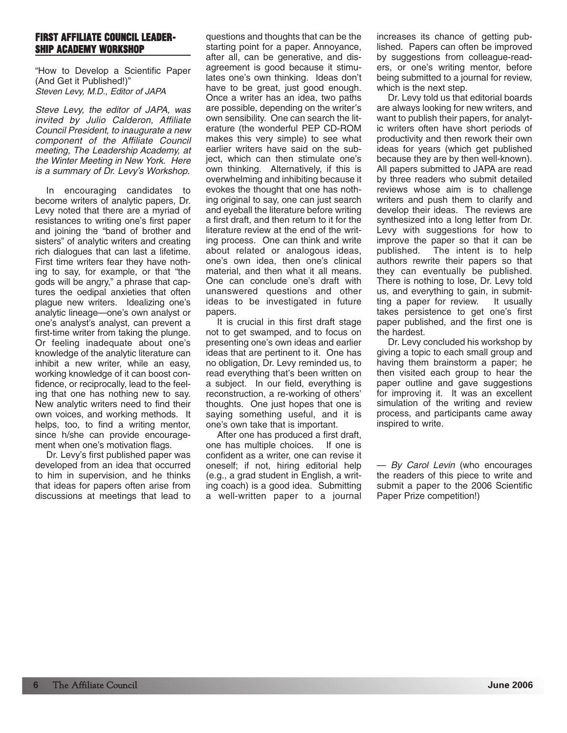## FIRST AFFILIATE COUNCIL LEADERSHIP ACADEMY WORKSHOP

"How to Develop a Scientific Paper (And Get it Published!)"
*Steven Levy, M.D., Editor of JAPA*

*Steve Levy, the editor of JAPA, was invited by Julio Calderon, Affiliate Council President, to inaugurate a new component of the Affiliate Council meeting, The Leadership Academy, at the Winter Meeting in New York. Here is a summary of Dr. Levy's Workshop.*

In encouraging candidates to become writers of analytic papers, Dr. Levy noted that there are a myriad of resistances to writing one's first paper and joining the "band of brother and sisters" of analytic writers and creating rich dialogues that can last a lifetime. First time writers fear they have nothing to say, for example, or that "the gods will be angry," a phrase that captures the oedipal anxieties that often plague new writers. Idealizing one's analytic lineage—one's own analyst or one's analyst's analyst, can prevent a first-time writer from taking the plunge. Or feeling inadequate about one's knowledge of the analytic literature can inhibit a new writer, while an easy, working knowledge of it can boost confidence, or reciprocally, lead to the feeling that one has nothing new to say. New analytic writers need to find their own voices, and working methods. It helps, too, to find a writing mentor, since h/she can provide encouragement when one's motivation flags.

Dr. Levy's first published paper was developed from an idea that occurred to him in supervision, and he thinks that ideas for papers often arise from discussions at meetings that lead to questions and thoughts that can be the starting point for a paper. Annoyance, after all, can be generative, and disagreement is good because it stimulates one's own thinking. Ideas don't have to be great, just good enough. Once a writer has an idea, two paths are possible, depending on the writer's own sensibility. One can search the literature (the wonderful PEP CD-ROM makes this very simple) to see what earlier writers have said on the subject, which can then stimulate one's own thinking. Alternatively, if this is overwhelming and inhibiting because it evokes the thought that one has nothing original to say, one can just search and eyeball the literature before writing a first draft, and then return to it for the literature review at the end of the writing process. One can think and write about related or analogous ideas, one's own idea, then one's clinical material, and then what it all means. One can conclude one's draft with unanswered questions and other ideas to be investigated in future papers.

It is crucial in this first draft stage not to get swamped, and to focus on presenting one's own ideas and earlier ideas that are pertinent to it. One has no obligation, Dr. Levy reminded us, to read everything that's been written on a subject. In our field, everything is reconstruction, a re-working of others' thoughts. One just hopes that one is saying something useful, and it is one's own take that is important.

After one has produced a first draft, one has multiple choices. If one is confident as a writer, one can revise it oneself; if not, hiring editorial help (e.g., a grad student in English, a writing coach) is a good idea. Submitting a well-written paper to a journal increases its chance of getting published. Papers can often be improved by suggestions from colleague-readers, or one's writing mentor, before being submitted to a journal for review, which is the next step.

Dr. Levy told us that editorial boards are always looking for new writers, and want to publish their papers, for analytic writers often have short periods of productivity and then rework their own ideas for years (which get published because they are by then well-known). All papers submitted to JAPA are read by three readers who submit detailed reviews whose aim is to challenge writers and push them to clarify and develop their ideas. The reviews are synthesized into a long letter from Dr. Levy with suggestions for how to improve the paper so that it can be published. The intent is to help authors rewrite their papers so that they can eventually be published. There is nothing to lose, Dr. Levy told us, and everything to gain, in submitting a paper for review. It usually takes persistence to get one's first paper published, and the first one is the hardest.

Dr. Levy concluded his workshop by giving a topic to each small group and having them brainstorm a paper; he then visited each group to hear the paper outline and gave suggestions for improving it. It was an excellent simulation of the writing and review process, and participants came away inspired to write.

— *By Carol Levin* (who encourages the readers of this piece to write and submit a paper to the 2006 Scientific Paper Prize competition!)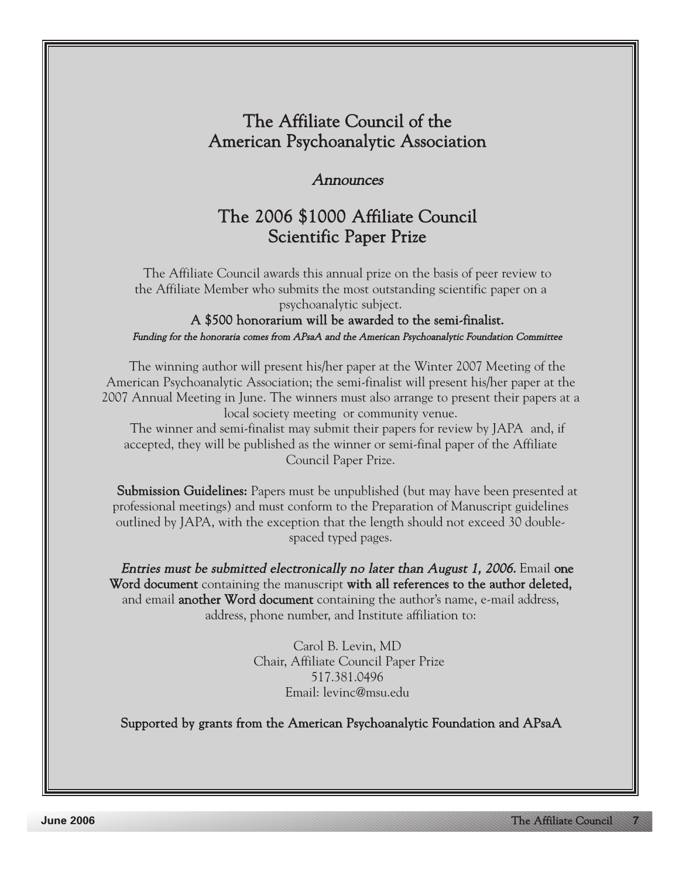# The Affiliate Council of the American Psychoanalytic Association

*Announces*

## The 2006 $1000 Affiliate Council Scientific Paper Prize

The Affiliate Council awards this annual prize on the basis of peer review to the Affiliate Member who submits the most outstanding scientific paper on a psychoanalytic subject.

**A $500 honorarium will be awarded to the semi-finalist.**

*Funding for the honoraria comes from APsaA and the American Psychoanalytic Foundation Committee*

The winning author will present his/her paper at the Winter 2007 Meeting of the American Psychoanalytic Association; the semi-finalist will present his/her paper at the 2007 Annual Meeting in June. The winners must also arrange to present their papers at a local society meeting or community venue.

The winner and semi-finalist may submit their papers for review by JAPA and, if accepted, they will be published as the winner or semi-final paper of the Affiliate Council Paper Prize.

**Submission Guidelines:** Papers must be unpublished (but may have been presented at professional meetings) and must conform to the Preparation of Manuscript guidelines outlined by JAPA, with the exception that the length should not exceed 30 double-spaced typed pages.

***Entries must be submitted electronically no later than August 1, 2006.*** Email **one Word document** containing the manuscript **with all references to the author deleted,** and email **another Word document** containing the author's name, e-mail address, address, phone number, and Institute affiliation to:

Carol B. Levin, MD
Chair, Affiliate Council Paper Prize
517.381.0496
Email: levinc@msu.edu

**Supported by grants from the American Psychoanalytic Foundation and APsaA**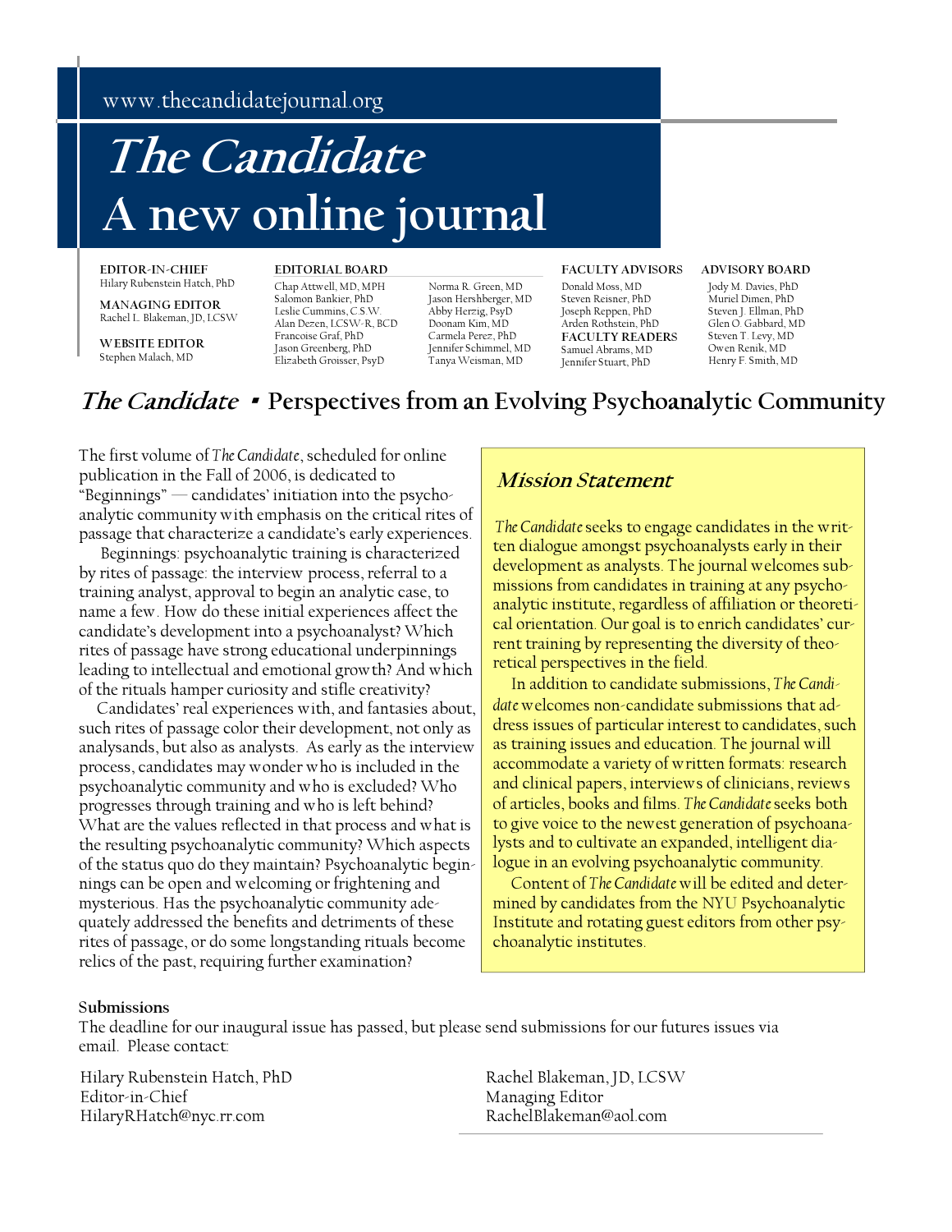www.thecandidatejournal.org

# *The Candidate*
# A new online journal

**EDITOR-IN-CHIEF**
Hilary Rubenstein Hatch, PhD

**MANAGING EDITOR**
Rachel L. Blakeman, JD, LCSW

**WEBSITE EDITOR**
Stephen Malach, MD

**EDITORIAL BOARD**
Chap Attwell, MD, MPH
Salomon Bankier, PhD
Leslie Cummins, C.S.W.
Alan Dezen, LCSW-R, BCD
Francoise Graf, PhD
Jason Greenberg, PhD
Elizabeth Groisser, PsyD
Norma R. Green, MD
Jason Hershberger, MD
Abby Herzig, PsyD
Doonam Kim, MD
Carmela Perez, PhD
Jennifer Schimmel, MD
Tanya Weisman, MD

**FACULTY ADVISORS**
Donald Moss, MD
Steven Reisner, PhD
Joseph Reppen, PhD
Arden Rothstein, PhD

**FACULTY READERS**
Samuel Abrams, MD
Jennifer Stuart, PhD

**ADVISORY BOARD**
Jody M. Davies, PhD
Muriel Dimen, PhD
Steven J. Ellman, PhD
Glen O. Gabbard, MD
Steven T. Levy, MD
Owen Renik, MD
Henry F. Smith, MD

## *The Candidate* ▪ Perspectives from an Evolving Psychoanalytic Community

The first volume of *The Candidate*, scheduled for online publication in the Fall of 2006, is dedicated to "Beginnings" — candidates' initiation into the psychoanalytic community with emphasis on the critical rites of passage that characterize a candidate's early experiences.

Beginnings: psychoanalytic training is characterized by rites of passage: the interview process, referral to a training analyst, approval to begin an analytic case, to name a few. How do these initial experiences affect the candidate's development into a psychoanalyst? Which rites of passage have strong educational underpinnings leading to intellectual and emotional growth? And which of the rituals hamper curiosity and stifle creativity?

Candidates' real experiences with, and fantasies about, such rites of passage color their development, not only as analysands, but also as analysts. As early as the interview process, candidates may wonder who is included in the psychoanalytic community and who is excluded? Who progresses through training and who is left behind? What are the values reflected in that process and what is the resulting psychoanalytic community? Which aspects of the status quo do they maintain? Psychoanalytic beginnings can be open and welcoming or frightening and mysterious. Has the psychoanalytic community adequately addressed the benefits and detriments of these rites of passage, or do some longstanding rituals become relics of the past, requiring further examination?

### *Mission Statement*

*The Candidate* seeks to engage candidates in the written dialogue amongst psychoanalysts early in their development as analysts. The journal welcomes submissions from candidates in training at any psychoanalytic institute, regardless of affiliation or theoretical orientation. Our goal is to enrich candidates' current training by representing the diversity of theoretical perspectives in the field.

In addition to candidate submissions, *The Candidate* welcomes non-candidate submissions that address issues of particular interest to candidates, such as training issues and education. The journal will accommodate a variety of written formats: research and clinical papers, interviews of clinicians, reviews of articles, books and films. *The Candidate* seeks both to give voice to the newest generation of psychoanalysts and to cultivate an expanded, intelligent dialogue in an evolving psychoanalytic community.

Content of *The Candidate* will be edited and determined by candidates from the NYU Psychoanalytic Institute and rotating guest editors from other psychoanalytic institutes.

**Submissions**

The deadline for our inaugural issue has passed, but please send submissions for our futures issues via email. Please contact:

Hilary Rubenstein Hatch, PhD
Editor-in-Chief
HilaryRHatch@nyc.rr.com

Rachel Blakeman, JD, LCSW
Managing Editor
RachelBlakeman@aol.com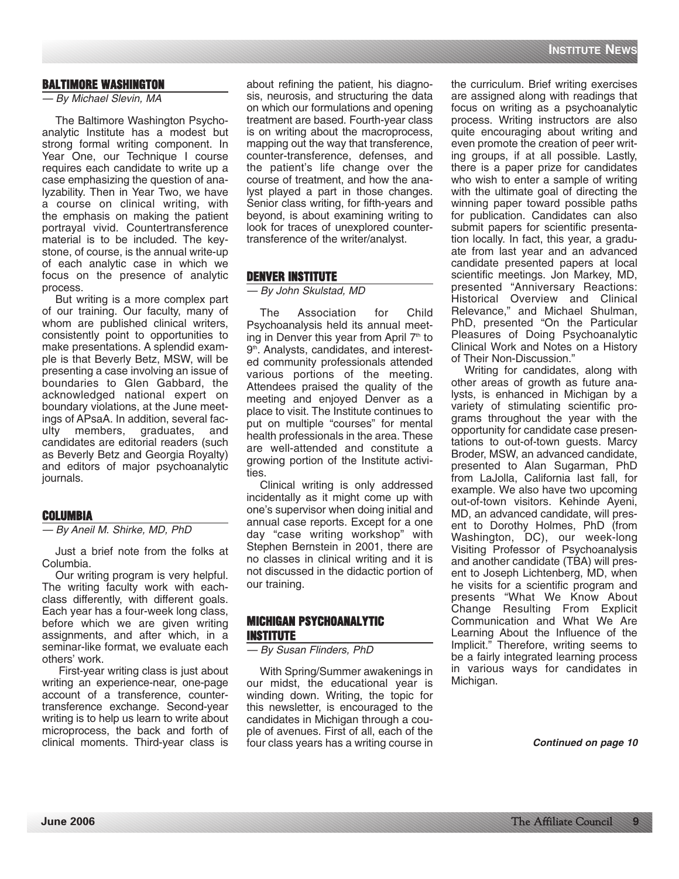## BALTIMORE WASHINGTON

*— By Michael Slevin, MA*

The Baltimore Washington Psychoanalytic Institute has a modest but strong formal writing component. In Year One, our Technique I course requires each candidate to write up a case emphasizing the question of analyzability. Then in Year Two, we have a course on clinical writing, with the emphasis on making the patient portrayal vivid. Countertransference material is to be included. The keystone, of course, is the annual write-up of each analytic case in which we focus on the presence of analytic process.

But writing is a more complex part of our training. Our faculty, many of whom are published clinical writers, consistently point to opportunities to make presentations. A splendid example is that Beverly Betz, MSW, will be presenting a case involving an issue of boundaries to Glen Gabbard, the acknowledged national expert on boundary violations, at the June meetings of APsaA. In addition, several faculty members, graduates, and candidates are editorial readers (such as Beverly Betz and Georgia Royalty) and editors of major psychoanalytic journals.

## COLUMBIA

*— By Aneil M. Shirke, MD, PhD*

Just a brief note from the folks at Columbia.

Our writing program is very helpful. The writing faculty work with each-class differently, with different goals. Each year has a four-week long class, before which we are given writing assignments, and after which, in a seminar-like format, we evaluate each others' work.

First-year writing class is just about writing an experience-near, one-page account of a transference, countertransference exchange. Second-year writing is to help us learn to write about microprocess, the back and forth of clinical moments. Third-year class is about refining the patient, his diagnosis, neurosis, and structuring the data on which our formulations and opening treatment are based. Fourth-year class is on writing about the macroprocess, mapping out the way that transference, counter-transference, defenses, and the patient's life change over the course of treatment, and how the analyst played a part in those changes. Senior class writing, for fifth-years and beyond, is about examining writing to look for traces of unexplored countertransference of the writer/analyst.

## DENVER INSTITUTE

*— By John Skulstad, MD*

The Association for Child Psychoanalysis held its annual meeting in Denver this year from April 7th to 9th. Analysts, candidates, and interested community professionals attended various portions of the meeting. Attendees praised the quality of the meeting and enjoyed Denver as a place to visit. The Institute continues to put on multiple "courses" for mental health professionals in the area. These are well-attended and constitute a growing portion of the Institute activities.

Clinical writing is only addressed incidentally as it might come up with one's supervisor when doing initial and annual case reports. Except for a one day "case writing workshop" with Stephen Bernstein in 2001, there are no classes in clinical writing and it is not discussed in the didactic portion of our training.

## MICHIGAN PSYCHOANALYTIC INSTITUTE

*— By Susan Flinders, PhD*

With Spring/Summer awakenings in our midst, the educational year is winding down. Writing, the topic for this newsletter, is encouraged to the candidates in Michigan through a couple of avenues. First of all, each of the four class years has a writing course in the curriculum. Brief writing exercises are assigned along with readings that focus on writing as a psychoanalytic process. Writing instructors are also quite encouraging about writing and even promote the creation of peer writing groups, if at all possible. Lastly, there is a paper prize for candidates who wish to enter a sample of writing with the ultimate goal of directing the winning paper toward possible paths for publication. Candidates can also submit papers for scientific presentation locally. In fact, this year, a graduate from last year and an advanced candidate presented papers at local scientific meetings. Jon Markey, MD, presented "Anniversary Reactions: Historical Overview and Clinical Relevance," and Michael Shulman, PhD, presented "On the Particular Pleasures of Doing Psychoanalytic Clinical Work and Notes on a History of Their Non-Discussion."

Writing for candidates, along with other areas of growth as future analysts, is enhanced in Michigan by a variety of stimulating scientific programs throughout the year with the opportunity for candidate case presentations to out-of-town guests. Marcy Broder, MSW, an advanced candidate, presented to Alan Sugarman, PhD from LaJolla, California last fall, for example. We also have two upcoming out-of-town visitors. Kehinde Ayeni, MD, an advanced candidate, will present to Dorothy Holmes, PhD (from Washington, DC), our week-long Visiting Professor of Psychoanalysis and another candidate (TBA) will present to Joseph Lichtenberg, MD, when he visits for a scientific program and presents "What We Know About Change Resulting From Explicit Communication and What We Are Learning About the Influence of the Implicit." Therefore, writing seems to be a fairly integrated learning process in various ways for candidates in Michigan.

***Continued on page 10***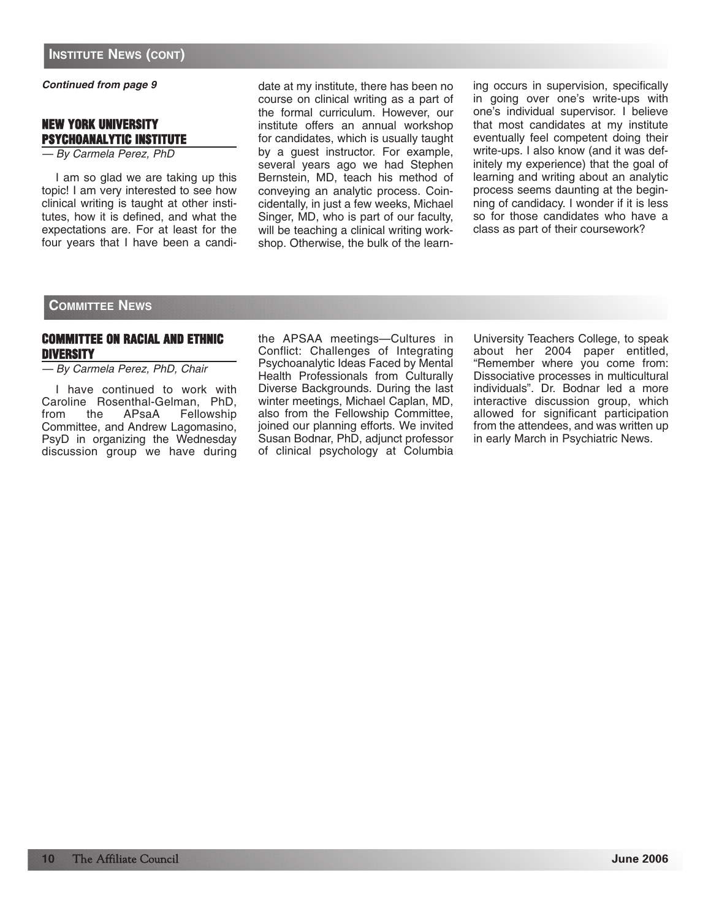## Institute News (cont)

*Continued from page 9*

### NEW YORK UNIVERSITY PSYCHOANALYTIC INSTITUTE

*— By Carmela Perez, PhD*

I am so glad we are taking up this topic! I am very interested to see how clinical writing is taught at other institutes, how it is defined, and what the expectations are. For at least for the four years that I have been a candidate at my institute, there has been no course on clinical writing as a part of the formal curriculum. However, our institute offers an annual workshop for candidates, which is usually taught by a guest instructor. For example, several years ago we had Stephen Bernstein, MD, teach his method of conveying an analytic process. Coincidentally, in just a few weeks, Michael Singer, MD, who is part of our faculty, will be teaching a clinical writing workshop. Otherwise, the bulk of the learning occurs in supervision, specifically in going over one's write-ups with one's individual supervisor. I believe that most candidates at my institute eventually feel competent doing their write-ups. I also know (and it was definitely my experience) that the goal of learning and writing about an analytic process seems daunting at the beginning of candidacy. I wonder if it is less so for those candidates who have a class as part of their coursework?

## Committee News

### COMMITTEE ON RACIAL AND ETHNIC DIVERSITY

*— By Carmela Perez, PhD, Chair*

I have continued to work with Caroline Rosenthal-Gelman, PhD, from the APsaA Fellowship Committee, and Andrew Lagomasino, PsyD in organizing the Wednesday discussion group we have during the APSAA meetings—Cultures in Conflict: Challenges of Integrating Psychoanalytic Ideas Faced by Mental Health Professionals from Culturally Diverse Backgrounds. During the last winter meetings, Michael Caplan, MD, also from the Fellowship Committee, joined our planning efforts. We invited Susan Bodnar, PhD, adjunct professor of clinical psychology at Columbia University Teachers College, to speak about her 2004 paper entitled, "Remember where you come from: Dissociative processes in multicultural individuals". Dr. Bodnar led a more interactive discussion group, which allowed for significant participation from the attendees, and was written up in early March in Psychiatric News.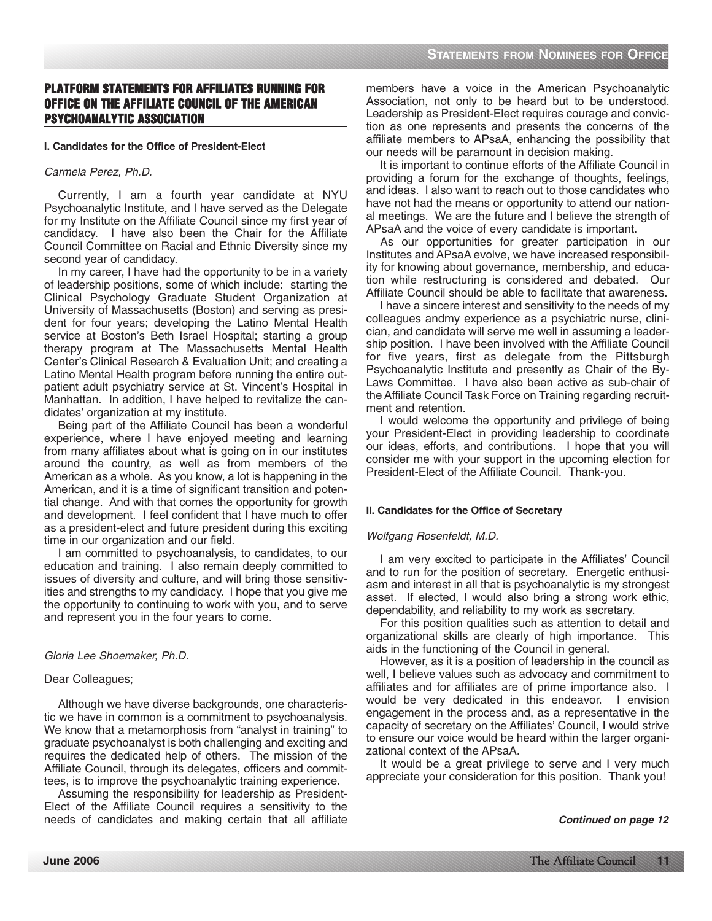## PLATFORM STATEMENTS FOR AFFILIATES RUNNING FOR OFFICE ON THE AFFILIATE COUNCIL OF THE AMERICAN PSYCHOANALYTIC ASSOCIATION

### I. Candidates for the Office of President-Elect

*Carmela Perez, Ph.D.*

Currently, I am a fourth year candidate at NYU Psychoanalytic Institute, and I have served as the Delegate for my Institute on the Affiliate Council since my first year of candidacy. I have also been the Chair for the Affiliate Council Committee on Racial and Ethnic Diversity since my second year of candidacy.

In my career, I have had the opportunity to be in a variety of leadership positions, some of which include: starting the Clinical Psychology Graduate Student Organization at University of Massachusetts (Boston) and serving as president for four years; developing the Latino Mental Health service at Boston's Beth Israel Hospital; starting a group therapy program at The Massachusetts Mental Health Center's Clinical Research & Evaluation Unit; and creating a Latino Mental Health program before running the entire outpatient adult psychiatry service at St. Vincent's Hospital in Manhattan. In addition, I have helped to revitalize the candidates' organization at my institute.

Being part of the Affiliate Council has been a wonderful experience, where I have enjoyed meeting and learning from many affiliates about what is going on in our institutes around the country, as well as from members of the American as a whole. As you know, a lot is happening in the American, and it is a time of significant transition and potential change. And with that comes the opportunity for growth and development. I feel confident that I have much to offer as a president-elect and future president during this exciting time in our organization and our field.

I am committed to psychoanalysis, to candidates, to our education and training. I also remain deeply committed to issues of diversity and culture, and will bring those sensitivities and strengths to my candidacy. I hope that you give me the opportunity to continuing to work with you, and to serve and represent you in the four years to come.

*Gloria Lee Shoemaker, Ph.D.*

Dear Colleagues;

Although we have diverse backgrounds, one characteristic we have in common is a commitment to psychoanalysis. We know that a metamorphosis from "analyst in training" to graduate psychoanalyst is both challenging and exciting and requires the dedicated help of others. The mission of the Affiliate Council, through its delegates, officers and committees, is to improve the psychoanalytic training experience.

Assuming the responsibility for leadership as President-Elect of the Affiliate Council requires a sensitivity to the needs of candidates and making certain that all affiliate members have a voice in the American Psychoanalytic Association, not only to be heard but to be understood. Leadership as President-Elect requires courage and conviction as one represents and presents the concerns of the affiliate members to APsaA, enhancing the possibility that our needs will be paramount in decision making.

It is important to continue efforts of the Affiliate Council in providing a forum for the exchange of thoughts, feelings, and ideas. I also want to reach out to those candidates who have not had the means or opportunity to attend our national meetings. We are the future and I believe the strength of APsaA and the voice of every candidate is important.

As our opportunities for greater participation in our Institutes and APsaA evolve, we have increased responsibility for knowing about governance, membership, and education while restructuring is considered and debated. Our Affiliate Council should be able to facilitate that awareness.

I have a sincere interest and sensitivity to the needs of my colleagues andmy experience as a psychiatric nurse, clinician, and candidate will serve me well in assuming a leadership position. I have been involved with the Affiliate Council for five years, first as delegate from the Pittsburgh Psychoanalytic Institute and presently as Chair of the By-Laws Committee. I have also been active as sub-chair of the Affiliate Council Task Force on Training regarding recruitment and retention.

I would welcome the opportunity and privilege of being your President-Elect in providing leadership to coordinate our ideas, efforts, and contributions. I hope that you will consider me with your support in the upcoming election for President-Elect of the Affiliate Council. Thank-you.

### II. Candidates for the Office of Secretary

*Wolfgang Rosenfeldt, M.D.*

I am very excited to participate in the Affiliates' Council and to run for the position of secretary. Energetic enthusiasm and interest in all that is psychoanalytic is my strongest asset. If elected, I would also bring a strong work ethic, dependability, and reliability to my work as secretary.

For this position qualities such as attention to detail and organizational skills are clearly of high importance. This aids in the functioning of the Council in general.

However, as it is a position of leadership in the council as well, I believe values such as advocacy and commitment to affiliates and for affiliates are of prime importance also. I would be very dedicated in this endeavor. I envision engagement in the process and, as a representative in the capacity of secretary on the Affiliates' Council, I would strive to ensure our voice would be heard within the larger organizational context of the APsaA.

It would be a great privilege to serve and I very much appreciate your consideration for this position. Thank you!

***Continued on page 12***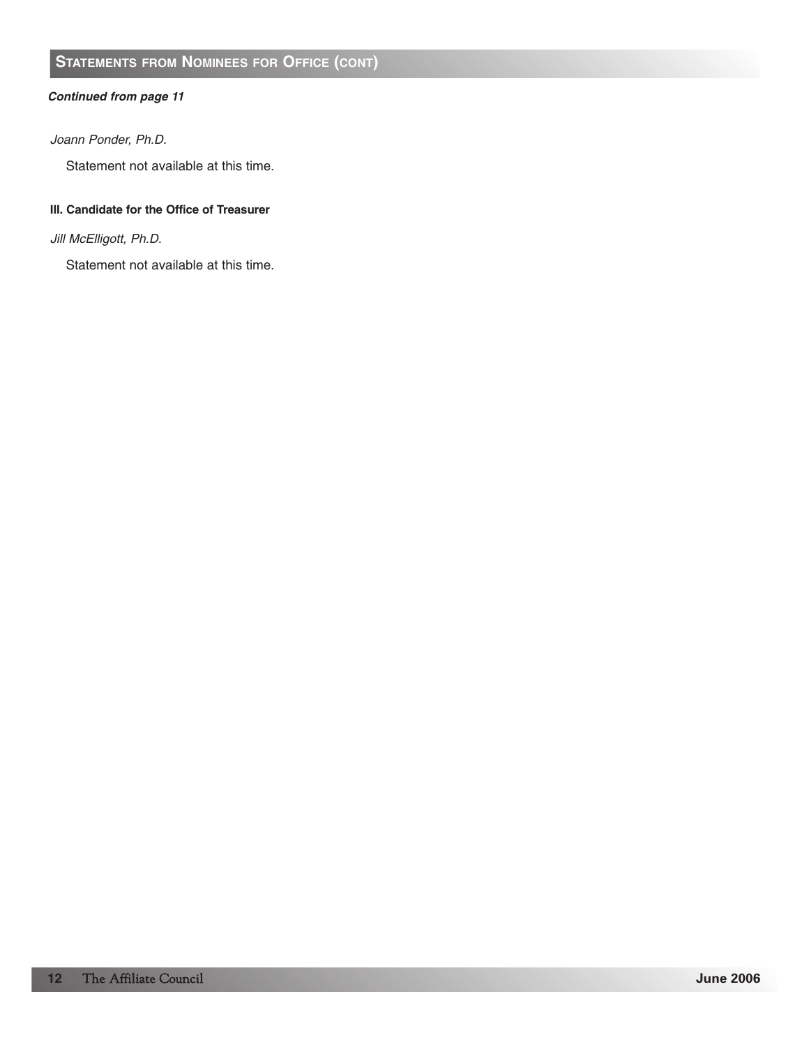## Statements from Nominees for Office (cont)

***Continued from page 11***

*Joann Ponder, Ph.D.*

Statement not available at this time.

**III. Candidate for the Office of Treasurer**

*Jill McElligott, Ph.D.*

Statement not available at this time.